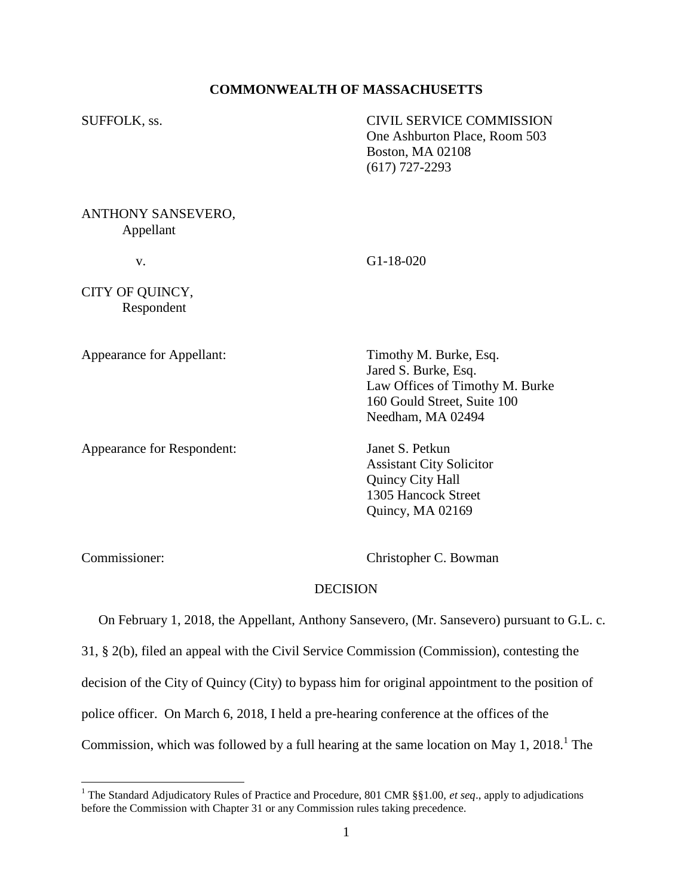**COMMONWEALTH OF MASSACHUSETTS**

SUFFOLK, ss.

CIVIL SERVICE COMMISSION
One Ashburton Place, Room 503
Boston, MA 02108
(617) 727-2293

ANTHONY SANSEVERO,
Appellant

v. G1-18-020

CITY OF QUINCY,
Respondent

Appearance for Appellant: Timothy M. Burke, Esq.
Jared S. Burke, Esq.
Law Offices of Timothy M. Burke
160 Gould Street, Suite 100
Needham, MA 02494

Appearance for Respondent: Janet S. Petkun
Assistant City Solicitor
Quincy City Hall
1305 Hancock Street
Quincy, MA 02169

Commissioner: Christopher C. Bowman

DECISION

On February 1, 2018, the Appellant, Anthony Sansevero, (Mr. Sansevero) pursuant to G.L. c. 31, § 2(b), filed an appeal with the Civil Service Commission (Commission), contesting the decision of the City of Quincy (City) to bypass him for original appointment to the position of police officer. On March 6, 2018, I held a pre-hearing conference at the offices of the Commission, which was followed by a full hearing at the same location on May 1, 2018.[1] The

[1] The Standard Adjudicatory Rules of Practice and Procedure, 801 CMR §§1.00, *et seq*., apply to adjudications before the Commission with Chapter 31 or any Commission rules taking precedence.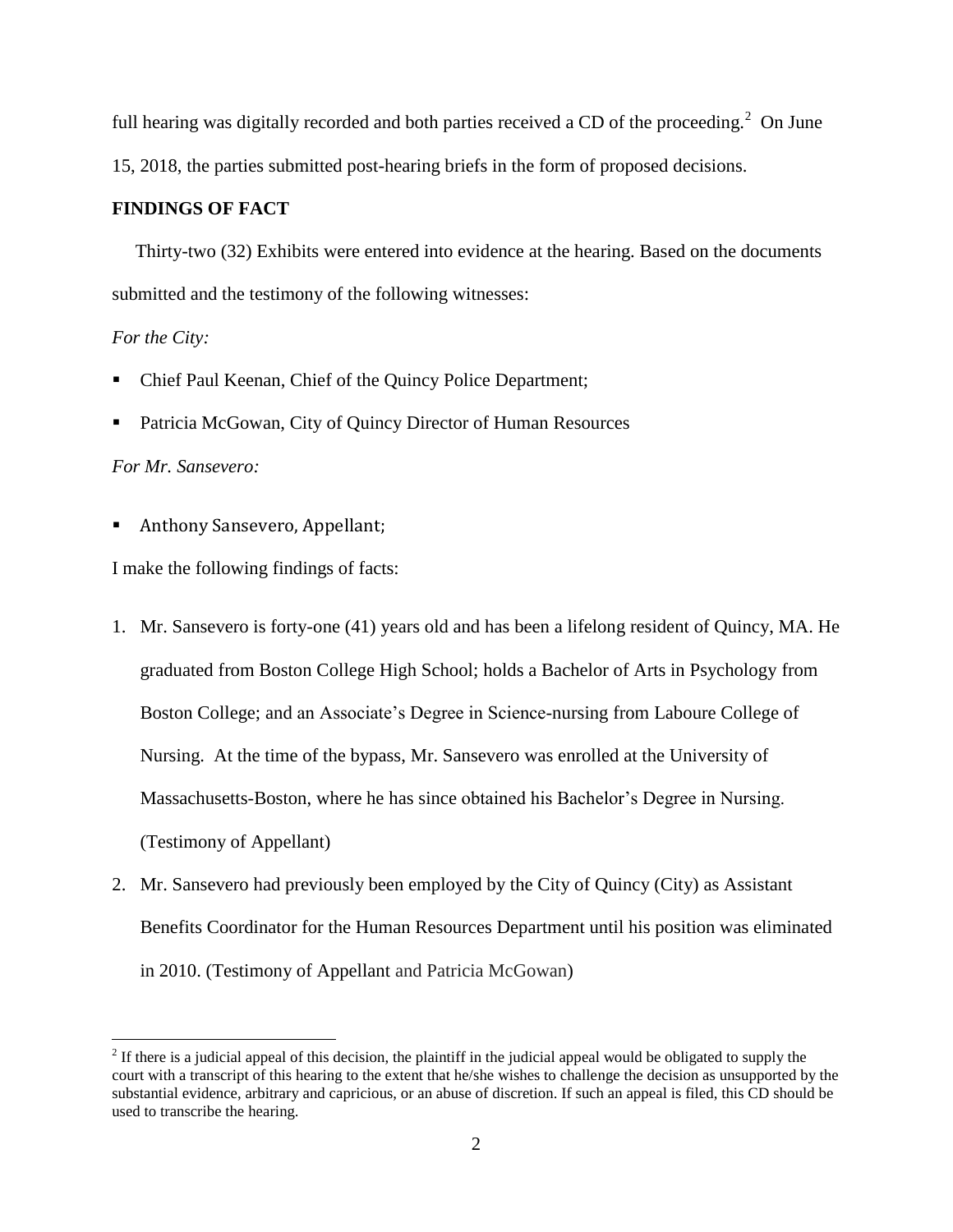full hearing was digitally recorded and both parties received a CD of the proceeding.[2] On June 15, 2018, the parties submitted post-hearing briefs in the form of proposed decisions.

## FINDINGS OF FACT

Thirty-two (32) Exhibits were entered into evidence at the hearing. Based on the documents submitted and the testimony of the following witnesses:

*For the City:*

- Chief Paul Keenan, Chief of the Quincy Police Department;
- Patricia McGowan, City of Quincy Director of Human Resources

*For Mr. Sansevero:*

- Anthony Sansevero, Appellant;

I make the following findings of facts:

1. Mr. Sansevero is forty-one (41) years old and has been a lifelong resident of Quincy, MA. He graduated from Boston College High School; holds a Bachelor of Arts in Psychology from Boston College; and an Associate's Degree in Science-nursing from Laboure College of Nursing. At the time of the bypass, Mr. Sansevero was enrolled at the University of Massachusetts-Boston, where he has since obtained his Bachelor's Degree in Nursing. (Testimony of Appellant)
2. Mr. Sansevero had previously been employed by the City of Quincy (City) as Assistant Benefits Coordinator for the Human Resources Department until his position was eliminated in 2010. (Testimony of Appellant and Patricia McGowan)

[2] If there is a judicial appeal of this decision, the plaintiff in the judicial appeal would be obligated to supply the court with a transcript of this hearing to the extent that he/she wishes to challenge the decision as unsupported by the substantial evidence, arbitrary and capricious, or an abuse of discretion. If such an appeal is filed, this CD should be used to transcribe the hearing.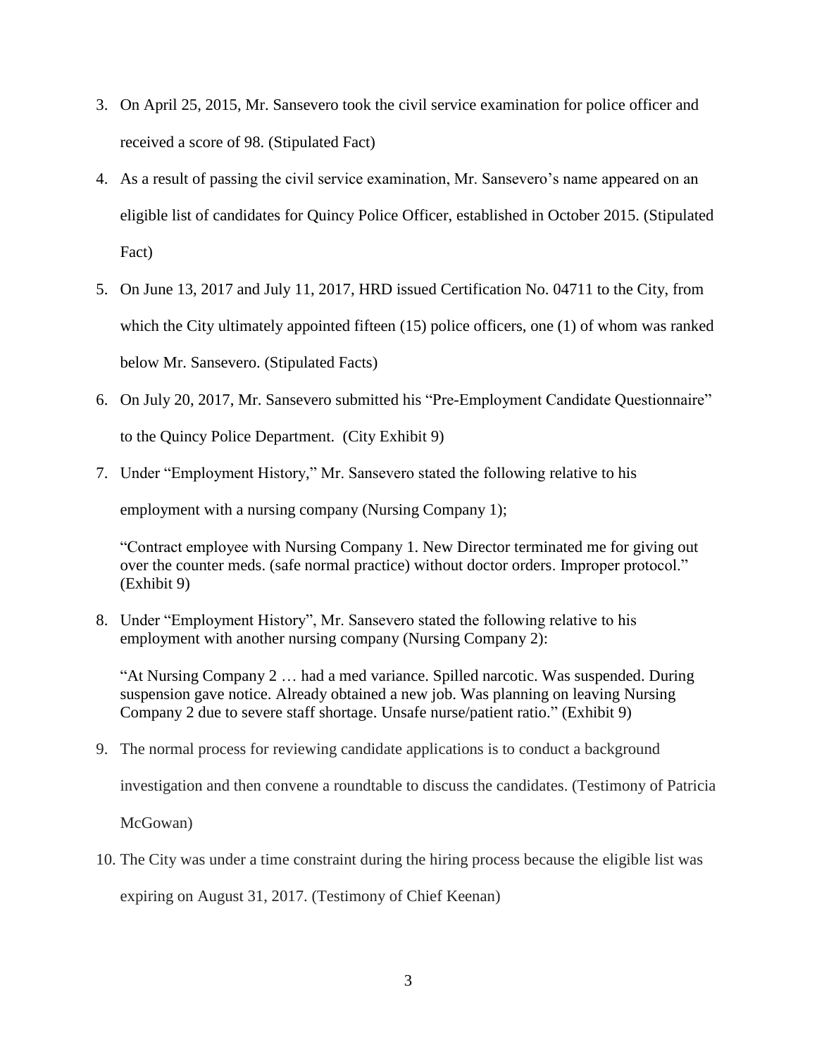3. On April 25, 2015, Mr. Sansevero took the civil service examination for police officer and received a score of 98. (Stipulated Fact)
4. As a result of passing the civil service examination, Mr. Sansevero's name appeared on an eligible list of candidates for Quincy Police Officer, established in October 2015. (Stipulated Fact)
5. On June 13, 2017 and July 11, 2017, HRD issued Certification No. 04711 to the City, from which the City ultimately appointed fifteen (15) police officers, one (1) of whom was ranked below Mr. Sansevero. (Stipulated Facts)
6. On July 20, 2017, Mr. Sansevero submitted his "Pre-Employment Candidate Questionnaire" to the Quincy Police Department. (City Exhibit 9)
7. Under "Employment History," Mr. Sansevero stated the following relative to his employment with a nursing company (Nursing Company 1);

   "Contract employee with Nursing Company 1. New Director terminated me for giving out over the counter meds. (safe normal practice) without doctor orders. Improper protocol." (Exhibit 9)

8. Under "Employment History", Mr. Sansevero stated the following relative to his employment with another nursing company (Nursing Company 2):

   "At Nursing Company 2 … had a med variance. Spilled narcotic. Was suspended. During suspension gave notice. Already obtained a new job. Was planning on leaving Nursing Company 2 due to severe staff shortage. Unsafe nurse/patient ratio." (Exhibit 9)

9. The normal process for reviewing candidate applications is to conduct a background investigation and then convene a roundtable to discuss the candidates. (Testimony of Patricia McGowan)
10. The City was under a time constraint during the hiring process because the eligible list was expiring on August 31, 2017. (Testimony of Chief Keenan)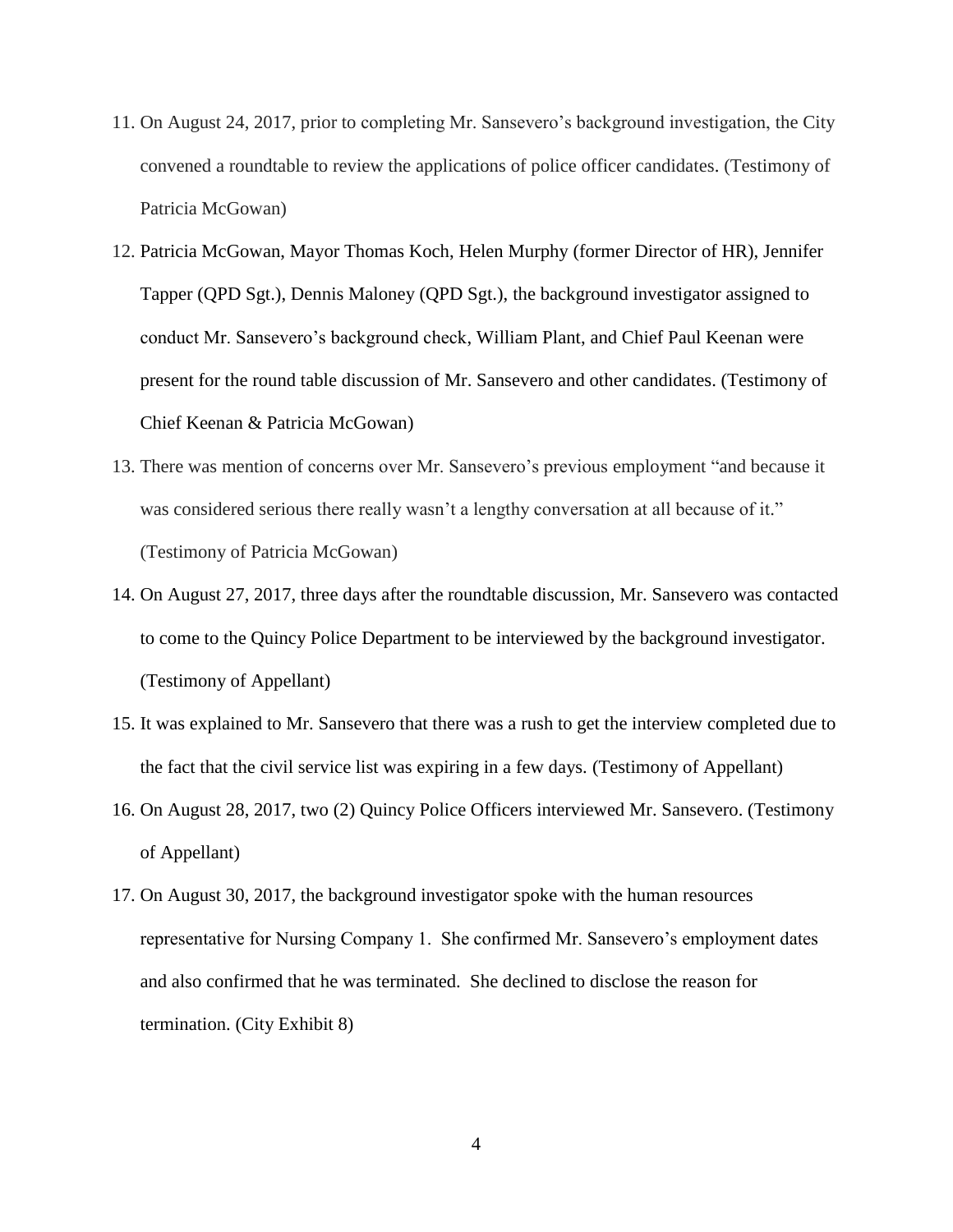11. On August 24, 2017, prior to completing Mr. Sansevero's background investigation, the City convened a roundtable to review the applications of police officer candidates. (Testimony of Patricia McGowan)

12. Patricia McGowan, Mayor Thomas Koch, Helen Murphy (former Director of HR), Jennifer Tapper (QPD Sgt.), Dennis Maloney (QPD Sgt.), the background investigator assigned to conduct Mr. Sansevero's background check, William Plant, and Chief Paul Keenan were present for the round table discussion of Mr. Sansevero and other candidates. (Testimony of Chief Keenan & Patricia McGowan)

13. There was mention of concerns over Mr. Sansevero's previous employment "and because it was considered serious there really wasn't a lengthy conversation at all because of it." (Testimony of Patricia McGowan)

14. On August 27, 2017, three days after the roundtable discussion, Mr. Sansevero was contacted to come to the Quincy Police Department to be interviewed by the background investigator. (Testimony of Appellant)

15. It was explained to Mr. Sansevero that there was a rush to get the interview completed due to the fact that the civil service list was expiring in a few days. (Testimony of Appellant)

16. On August 28, 2017, two (2) Quincy Police Officers interviewed Mr. Sansevero. (Testimony of Appellant)

17. On August 30, 2017, the background investigator spoke with the human resources representative for Nursing Company 1. She confirmed Mr. Sansevero's employment dates and also confirmed that he was terminated. She declined to disclose the reason for termination. (City Exhibit 8)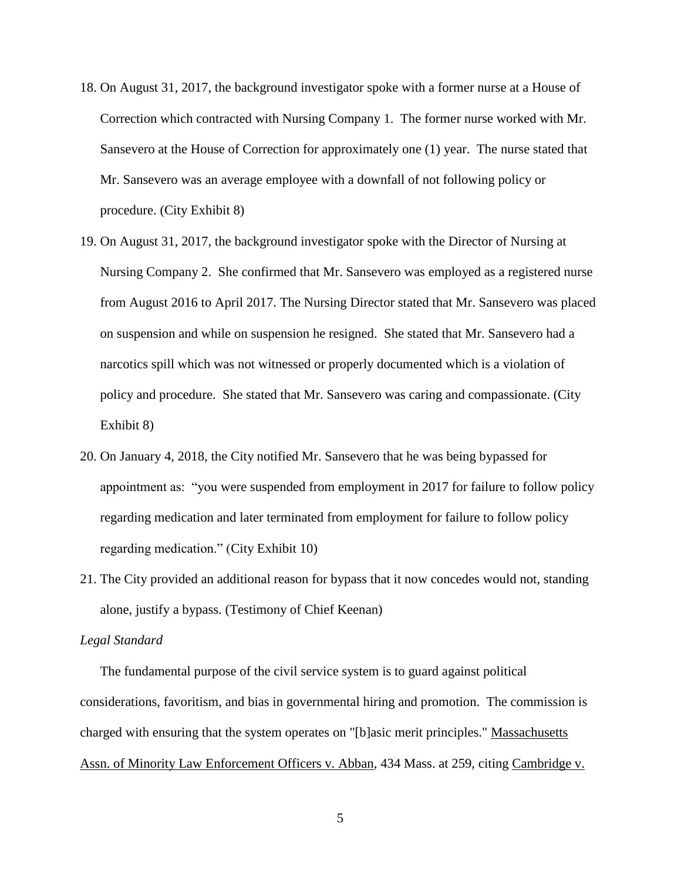18. On August 31, 2017, the background investigator spoke with a former nurse at a House of Correction which contracted with Nursing Company 1. The former nurse worked with Mr. Sansevero at the House of Correction for approximately one (1) year. The nurse stated that Mr. Sansevero was an average employee with a downfall of not following policy or procedure. (City Exhibit 8)

19. On August 31, 2017, the background investigator spoke with the Director of Nursing at Nursing Company 2. She confirmed that Mr. Sansevero was employed as a registered nurse from August 2016 to April 2017. The Nursing Director stated that Mr. Sansevero was placed on suspension and while on suspension he resigned. She stated that Mr. Sansevero had a narcotics spill which was not witnessed or properly documented which is a violation of policy and procedure. She stated that Mr. Sansevero was caring and compassionate. (City Exhibit 8)

20. On January 4, 2018, the City notified Mr. Sansevero that he was being bypassed for appointment as: "you were suspended from employment in 2017 for failure to follow policy regarding medication and later terminated from employment for failure to follow policy regarding medication." (City Exhibit 10)

21. The City provided an additional reason for bypass that it now concedes would not, standing alone, justify a bypass. (Testimony of Chief Keenan)

*Legal Standard*

The fundamental purpose of the civil service system is to guard against political considerations, favoritism, and bias in governmental hiring and promotion. The commission is charged with ensuring that the system operates on "[b]asic merit principles." Massachusetts Assn. of Minority Law Enforcement Officers v. Abban, 434 Mass. at 259, citing Cambridge v.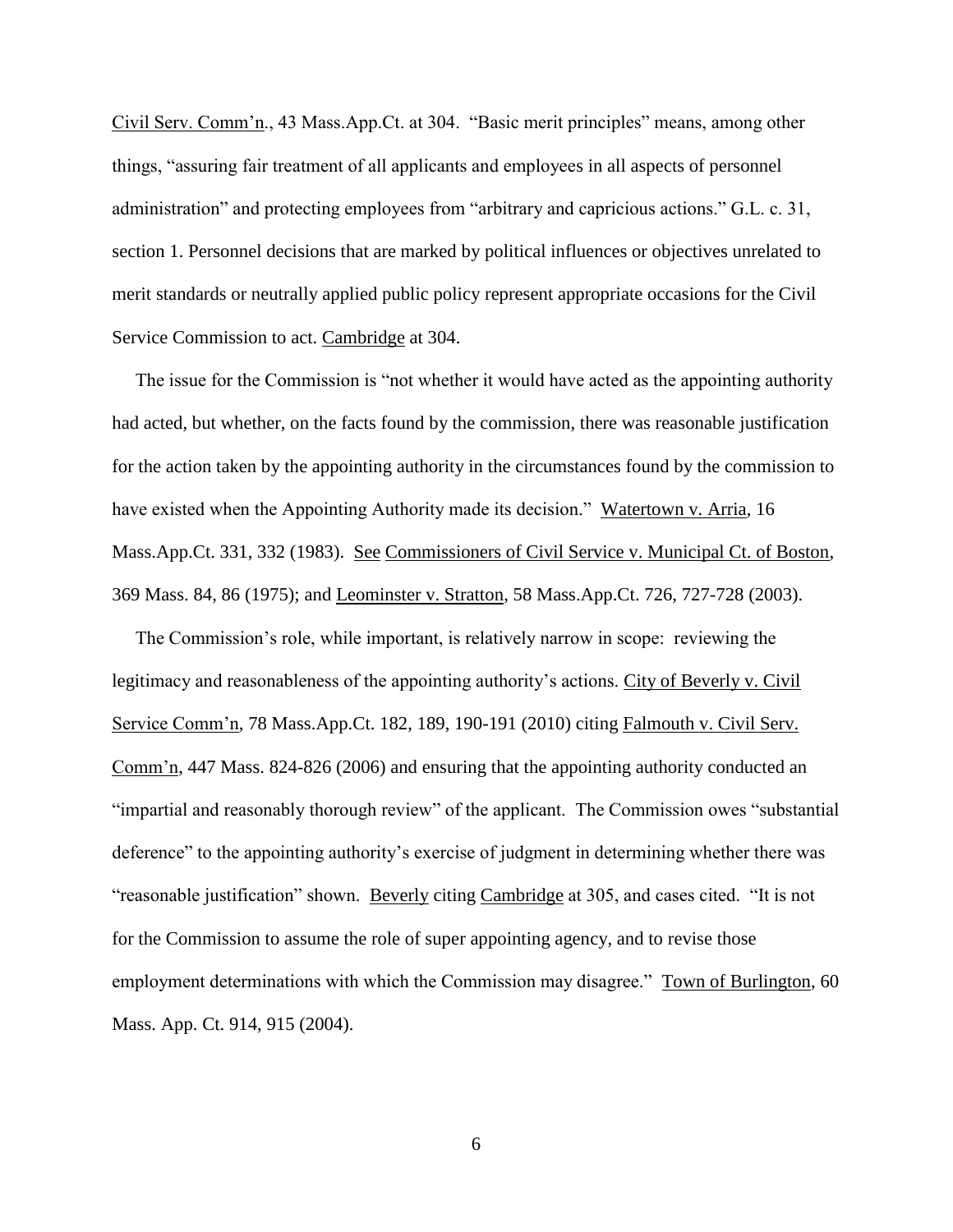Civil Serv. Comm'n., 43 Mass.App.Ct. at 304. "Basic merit principles" means, among other things, "assuring fair treatment of all applicants and employees in all aspects of personnel administration" and protecting employees from "arbitrary and capricious actions." G.L. c. 31, section 1. Personnel decisions that are marked by political influences or objectives unrelated to merit standards or neutrally applied public policy represent appropriate occasions for the Civil Service Commission to act. Cambridge at 304.

The issue for the Commission is "not whether it would have acted as the appointing authority had acted, but whether, on the facts found by the commission, there was reasonable justification for the action taken by the appointing authority in the circumstances found by the commission to have existed when the Appointing Authority made its decision." Watertown v. Arria, 16 Mass.App.Ct. 331, 332 (1983). See Commissioners of Civil Service v. Municipal Ct. of Boston, 369 Mass. 84, 86 (1975); and Leominster v. Stratton, 58 Mass.App.Ct. 726, 727-728 (2003).

The Commission's role, while important, is relatively narrow in scope: reviewing the legitimacy and reasonableness of the appointing authority's actions. City of Beverly v. Civil Service Comm'n, 78 Mass.App.Ct. 182, 189, 190-191 (2010) citing Falmouth v. Civil Serv. Comm'n, 447 Mass. 824-826 (2006) and ensuring that the appointing authority conducted an "impartial and reasonably thorough review" of the applicant. The Commission owes "substantial deference" to the appointing authority's exercise of judgment in determining whether there was "reasonable justification" shown. Beverly citing Cambridge at 305, and cases cited. "It is not for the Commission to assume the role of super appointing agency, and to revise those employment determinations with which the Commission may disagree." Town of Burlington, 60 Mass. App. Ct. 914, 915 (2004).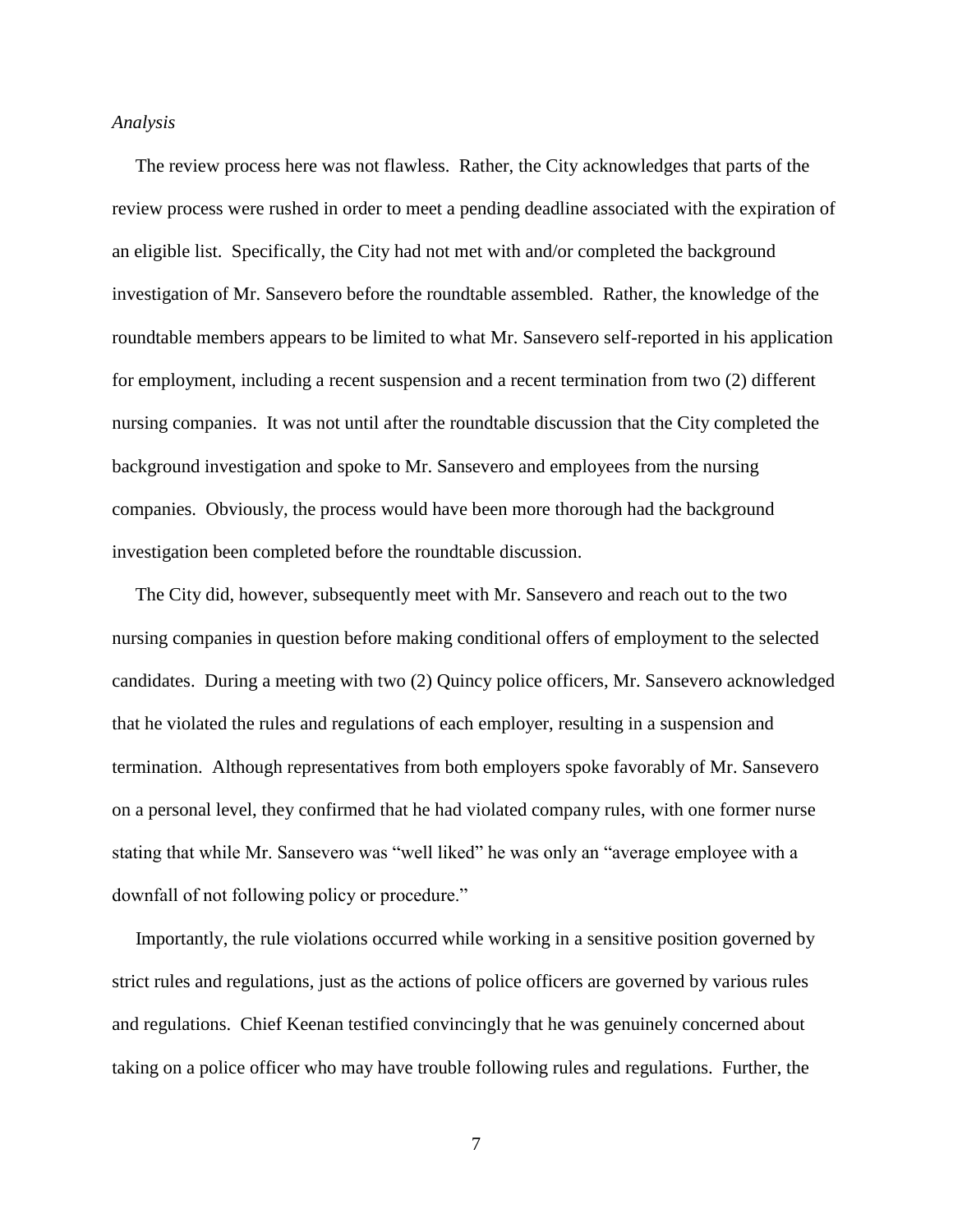*Analysis*

The review process here was not flawless. Rather, the City acknowledges that parts of the review process were rushed in order to meet a pending deadline associated with the expiration of an eligible list. Specifically, the City had not met with and/or completed the background investigation of Mr. Sansevero before the roundtable assembled. Rather, the knowledge of the roundtable members appears to be limited to what Mr. Sansevero self-reported in his application for employment, including a recent suspension and a recent termination from two (2) different nursing companies. It was not until after the roundtable discussion that the City completed the background investigation and spoke to Mr. Sansevero and employees from the nursing companies. Obviously, the process would have been more thorough had the background investigation been completed before the roundtable discussion.

The City did, however, subsequently meet with Mr. Sansevero and reach out to the two nursing companies in question before making conditional offers of employment to the selected candidates. During a meeting with two (2) Quincy police officers, Mr. Sansevero acknowledged that he violated the rules and regulations of each employer, resulting in a suspension and termination. Although representatives from both employers spoke favorably of Mr. Sansevero on a personal level, they confirmed that he had violated company rules, with one former nurse stating that while Mr. Sansevero was "well liked" he was only an "average employee with a downfall of not following policy or procedure."

Importantly, the rule violations occurred while working in a sensitive position governed by strict rules and regulations, just as the actions of police officers are governed by various rules and regulations. Chief Keenan testified convincingly that he was genuinely concerned about taking on a police officer who may have trouble following rules and regulations. Further, the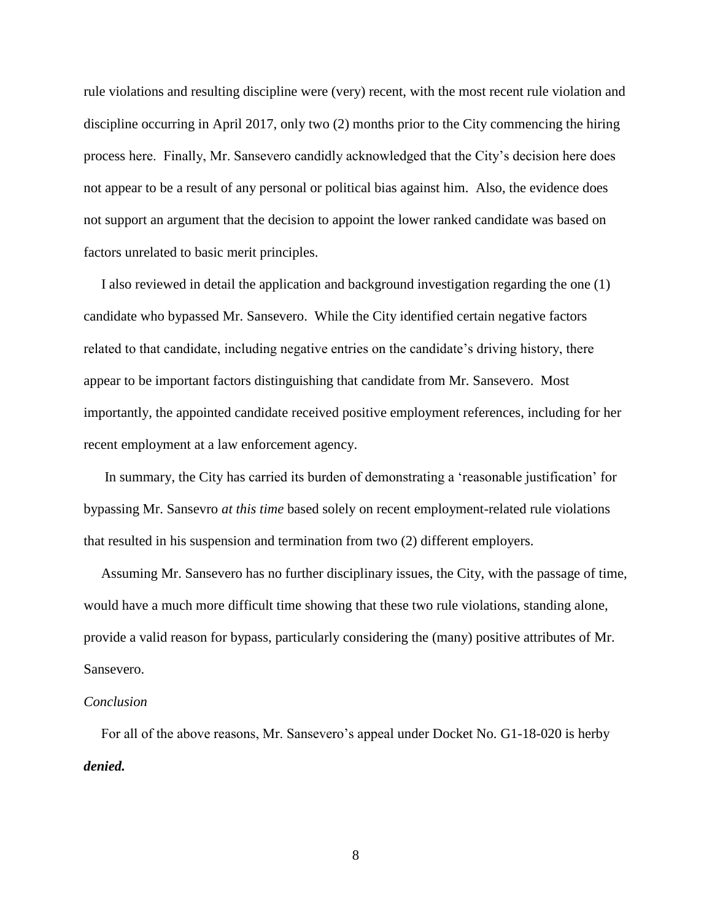rule violations and resulting discipline were (very) recent, with the most recent rule violation and discipline occurring in April 2017, only two (2) months prior to the City commencing the hiring process here. Finally, Mr. Sansevero candidly acknowledged that the City's decision here does not appear to be a result of any personal or political bias against him. Also, the evidence does not support an argument that the decision to appoint the lower ranked candidate was based on factors unrelated to basic merit principles.

I also reviewed in detail the application and background investigation regarding the one (1) candidate who bypassed Mr. Sansevero. While the City identified certain negative factors related to that candidate, including negative entries on the candidate's driving history, there appear to be important factors distinguishing that candidate from Mr. Sansevero. Most importantly, the appointed candidate received positive employment references, including for her recent employment at a law enforcement agency.

In summary, the City has carried its burden of demonstrating a 'reasonable justification' for bypassing Mr. Sansevro *at this time* based solely on recent employment-related rule violations that resulted in his suspension and termination from two (2) different employers.

Assuming Mr. Sansevero has no further disciplinary issues, the City, with the passage of time, would have a much more difficult time showing that these two rule violations, standing alone, provide a valid reason for bypass, particularly considering the (many) positive attributes of Mr. Sansevero.

*Conclusion*

For all of the above reasons, Mr. Sansevero's appeal under Docket No. G1-18-020 is herby ***denied.***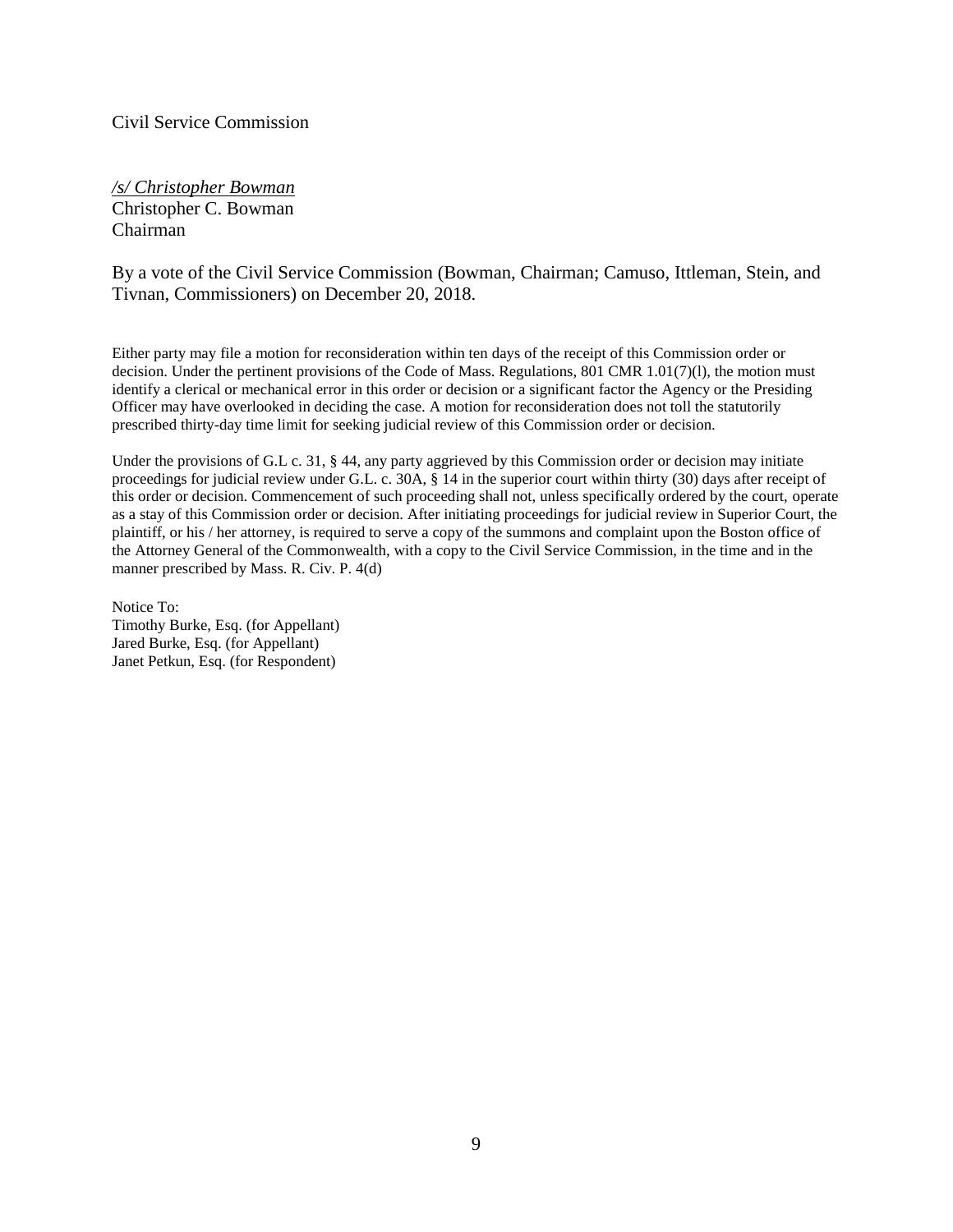Civil Service Commission

*<u>/s/ Christopher Bowman</u>*
Christopher C. Bowman
Chairman

By a vote of the Civil Service Commission (Bowman, Chairman; Camuso, Ittleman, Stein, and Tivnan, Commissioners) on December 20, 2018.

Either party may file a motion for reconsideration within ten days of the receipt of this Commission order or decision. Under the pertinent provisions of the Code of Mass. Regulations, 801 CMR 1.01(7)(l), the motion must identify a clerical or mechanical error in this order or decision or a significant factor the Agency or the Presiding Officer may have overlooked in deciding the case. A motion for reconsideration does not toll the statutorily prescribed thirty-day time limit for seeking judicial review of this Commission order or decision.

Under the provisions of G.L c. 31, § 44, any party aggrieved by this Commission order or decision may initiate proceedings for judicial review under G.L. c. 30A, § 14 in the superior court within thirty (30) days after receipt of this order or decision. Commencement of such proceeding shall not, unless specifically ordered by the court, operate as a stay of this Commission order or decision. After initiating proceedings for judicial review in Superior Court, the plaintiff, or his / her attorney, is required to serve a copy of the summons and complaint upon the Boston office of the Attorney General of the Commonwealth, with a copy to the Civil Service Commission, in the time and in the manner prescribed by Mass. R. Civ. P. 4(d)

Notice To:
Timothy Burke, Esq. (for Appellant)
Jared Burke, Esq. (for Appellant)
Janet Petkun, Esq. (for Respondent)